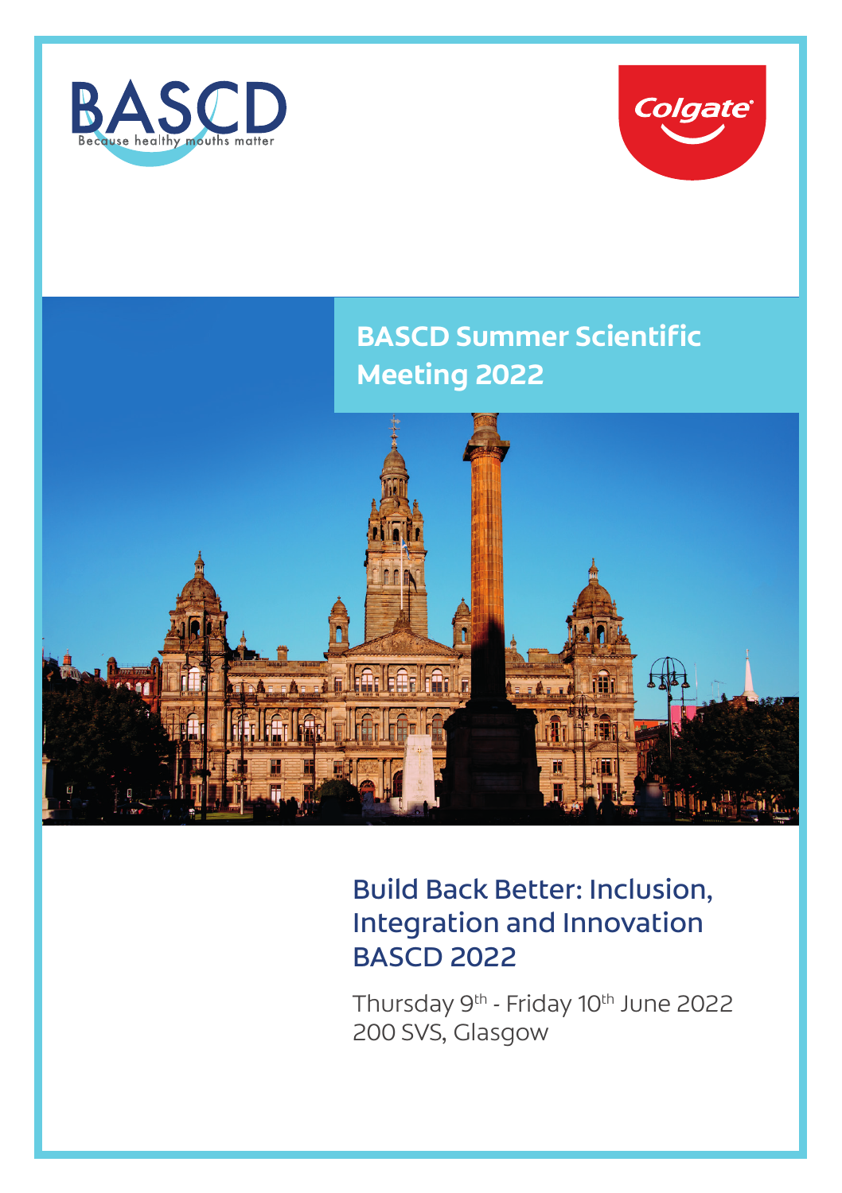BASCD

Because healthy mouths matter

Colgate

# BASCD Summer Scientific Meeting 2022

## Build Back Better: Inclusion, Integration and Innovation BASCD 2022

Thursday 9th - Friday 10th June 2022

200 SVS, Glasgow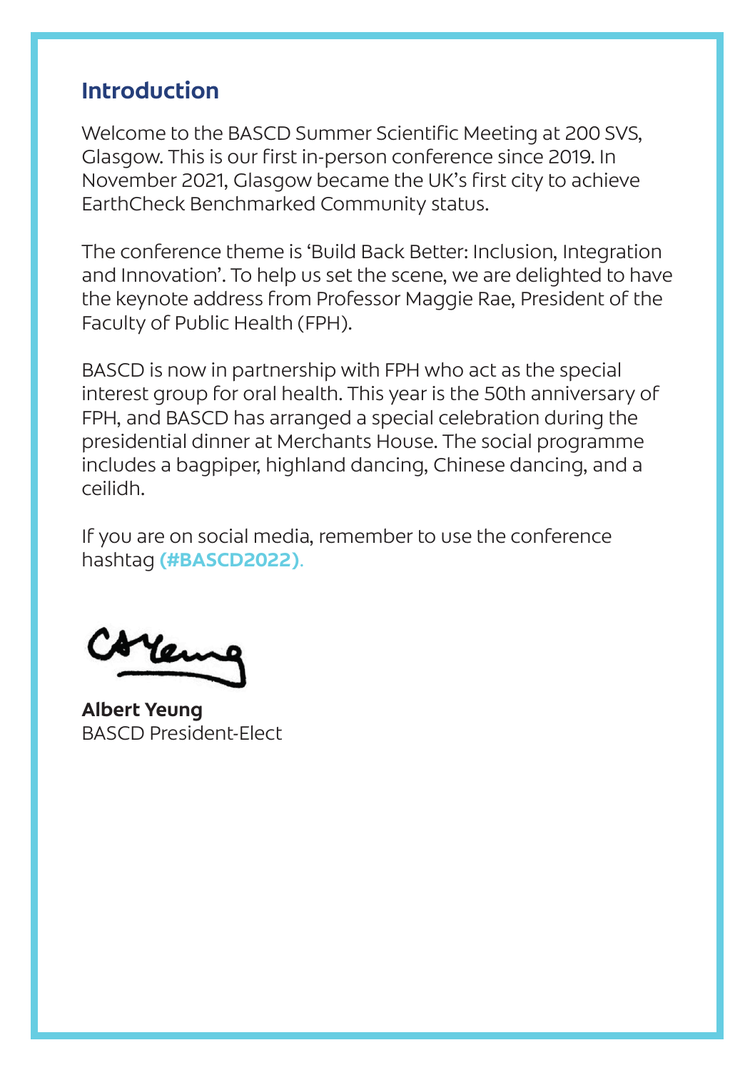## Introduction

Welcome to the BASCD Summer Scientific Meeting at 200 SVS, Glasgow. This is our first in-person conference since 2019. In November 2021, Glasgow became the UK's first city to achieve EarthCheck Benchmarked Community status.

The conference theme is 'Build Back Better: Inclusion, Integration and Innovation'. To help us set the scene, we are delighted to have the keynote address from Professor Maggie Rae, President of the Faculty of Public Health (FPH).

BASCD is now in partnership with FPH who act as the special interest group for oral health. This year is the 50th anniversary of FPH, and BASCD has arranged a special celebration during the presidential dinner at Merchants House. The social programme includes a bagpiper, highland dancing, Chinese dancing, and a ceilidh.

If you are on social media, remember to use the conference hashtag **(#BASCD2022)**.

**Albert Yeung**
BASCD President-Elect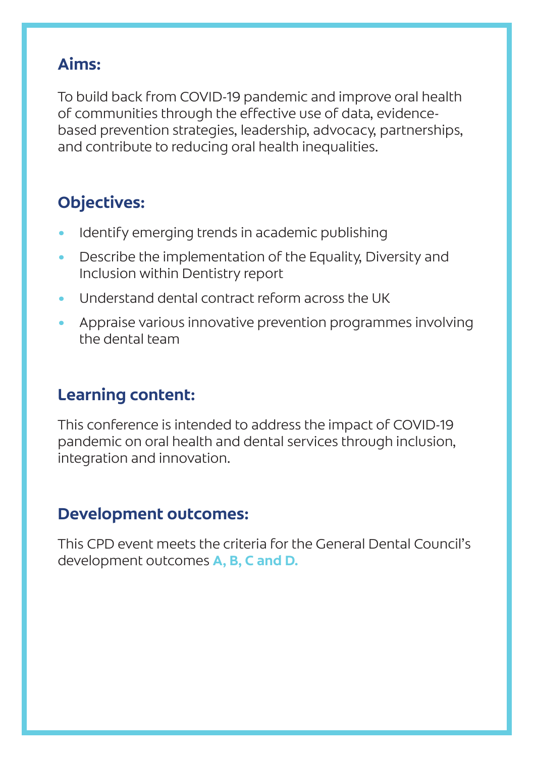## Aims:

To build back from COVID-19 pandemic and improve oral health of communities through the effective use of data, evidence-based prevention strategies, leadership, advocacy, partnerships, and contribute to reducing oral health inequalities.

## Objectives:

- Identify emerging trends in academic publishing
- Describe the implementation of the Equality, Diversity and Inclusion within Dentistry report
- Understand dental contract reform across the UK
- Appraise various innovative prevention programmes involving the dental team

## Learning content:

This conference is intended to address the impact of COVID-19 pandemic on oral health and dental services through inclusion, integration and innovation.

## Development outcomes:

This CPD event meets the criteria for the General Dental Council's development outcomes **A, B, C and D.**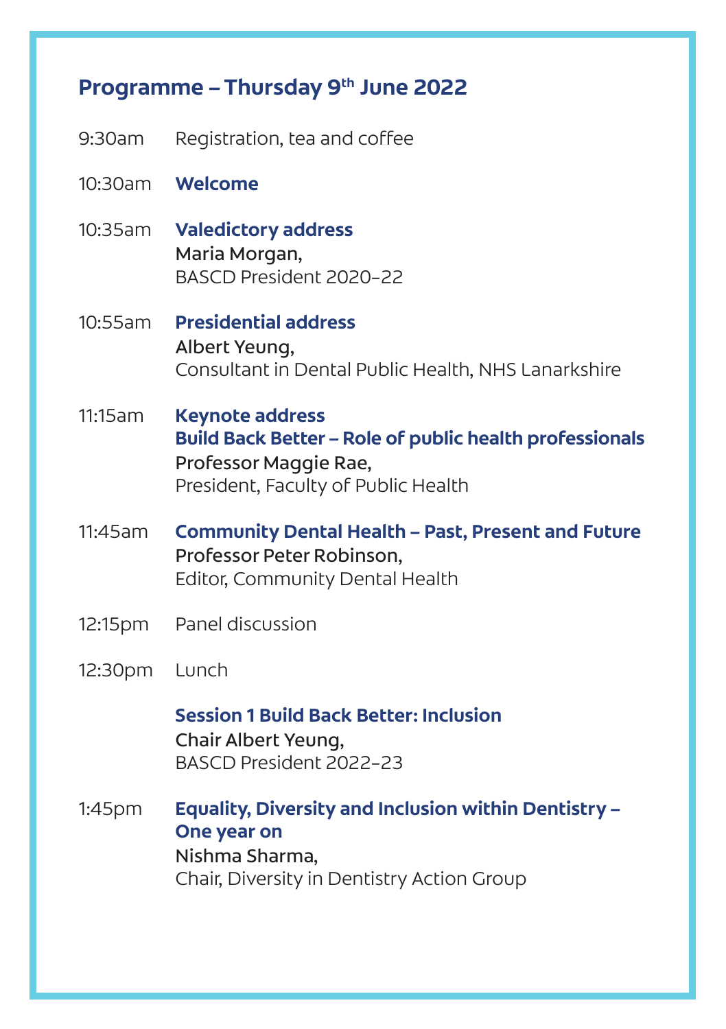## Programme – Thursday 9th June 2022

9:30am Registration, tea and coffee

10:30am **Welcome**

10:35am **Valedictory address**
Maria Morgan,
BASCD President 2020–22

10:55am **Presidential address**
Albert Yeung,
Consultant in Dental Public Health, NHS Lanarkshire

11:15am **Keynote address**
**Build Back Better – Role of public health professionals**
Professor Maggie Rae,
President, Faculty of Public Health

11:45am **Community Dental Health – Past, Present and Future**
Professor Peter Robinson,
Editor, Community Dental Health

12:15pm Panel discussion

12:30pm Lunch

**Session 1 Build Back Better: Inclusion**
Chair Albert Yeung,
BASCD President 2022–23

1:45pm **Equality, Diversity and Inclusion within Dentistry – One year on**
Nishma Sharma,
Chair, Diversity in Dentistry Action Group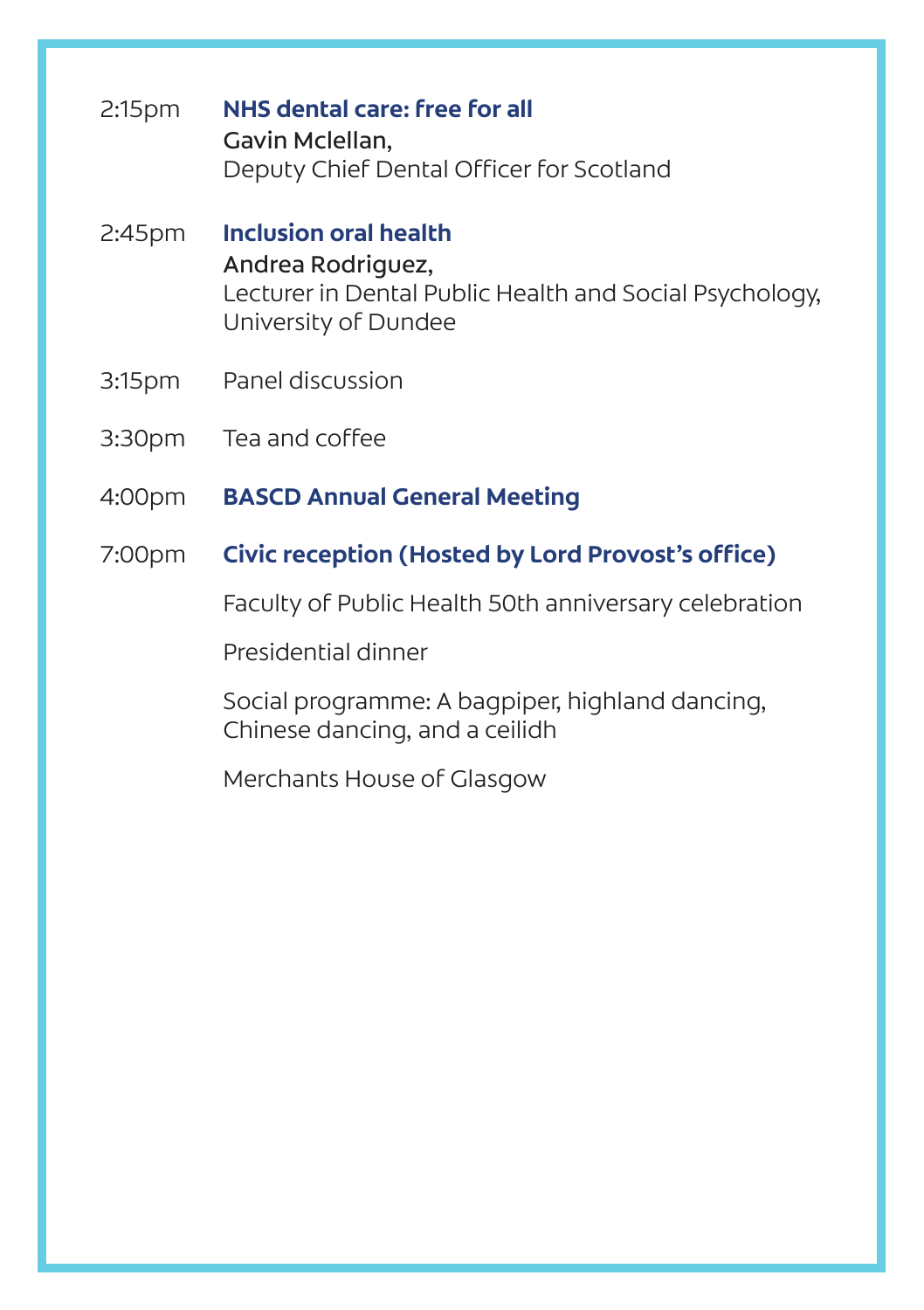2:15pm **NHS dental care: free for all**
Gavin Mclellan,
Deputy Chief Dental Officer for Scotland

2:45pm **Inclusion oral health**
Andrea Rodriguez,
Lecturer in Dental Public Health and Social Psychology, University of Dundee

3:15pm Panel discussion

3:30pm Tea and coffee

4:00pm **BASCD Annual General Meeting**

7:00pm **Civic reception (Hosted by Lord Provost's office)**

Faculty of Public Health 50th anniversary celebration

Presidential dinner

Social programme: A bagpiper, highland dancing, Chinese dancing, and a ceilidh

Merchants House of Glasgow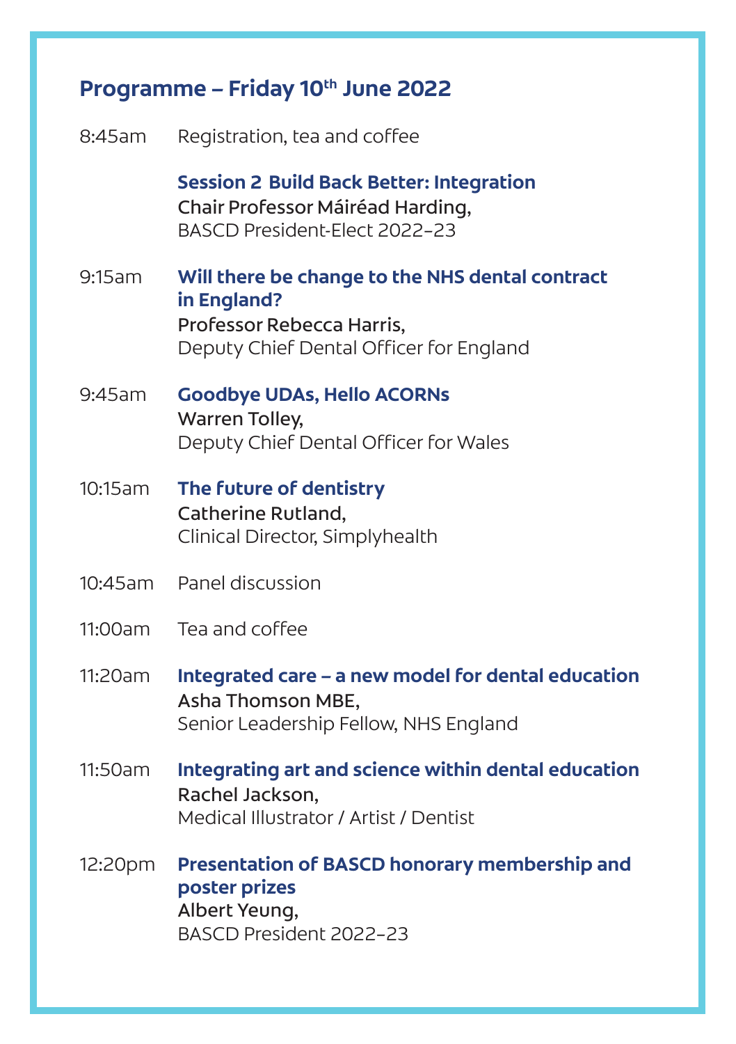## Programme – Friday 10th June 2022

8:45am Registration, tea and coffee

**Session 2 Build Back Better: Integration**
Chair Professor Máiréad Harding,
BASCD President-Elect 2022–23

9:15am **Will there be change to the NHS dental contract in England?**
Professor Rebecca Harris,
Deputy Chief Dental Officer for England

9:45am **Goodbye UDAs, Hello ACORNs**
Warren Tolley,
Deputy Chief Dental Officer for Wales

10:15am **The future of dentistry**
Catherine Rutland,
Clinical Director, Simplyhealth

10:45am Panel discussion

11:00am Tea and coffee

11:20am **Integrated care – a new model for dental education**
Asha Thomson MBE,
Senior Leadership Fellow, NHS England

11:50am **Integrating art and science within dental education**
Rachel Jackson,
Medical Illustrator / Artist / Dentist

12:20pm **Presentation of BASCD honorary membership and poster prizes**
Albert Yeung,
BASCD President 2022–23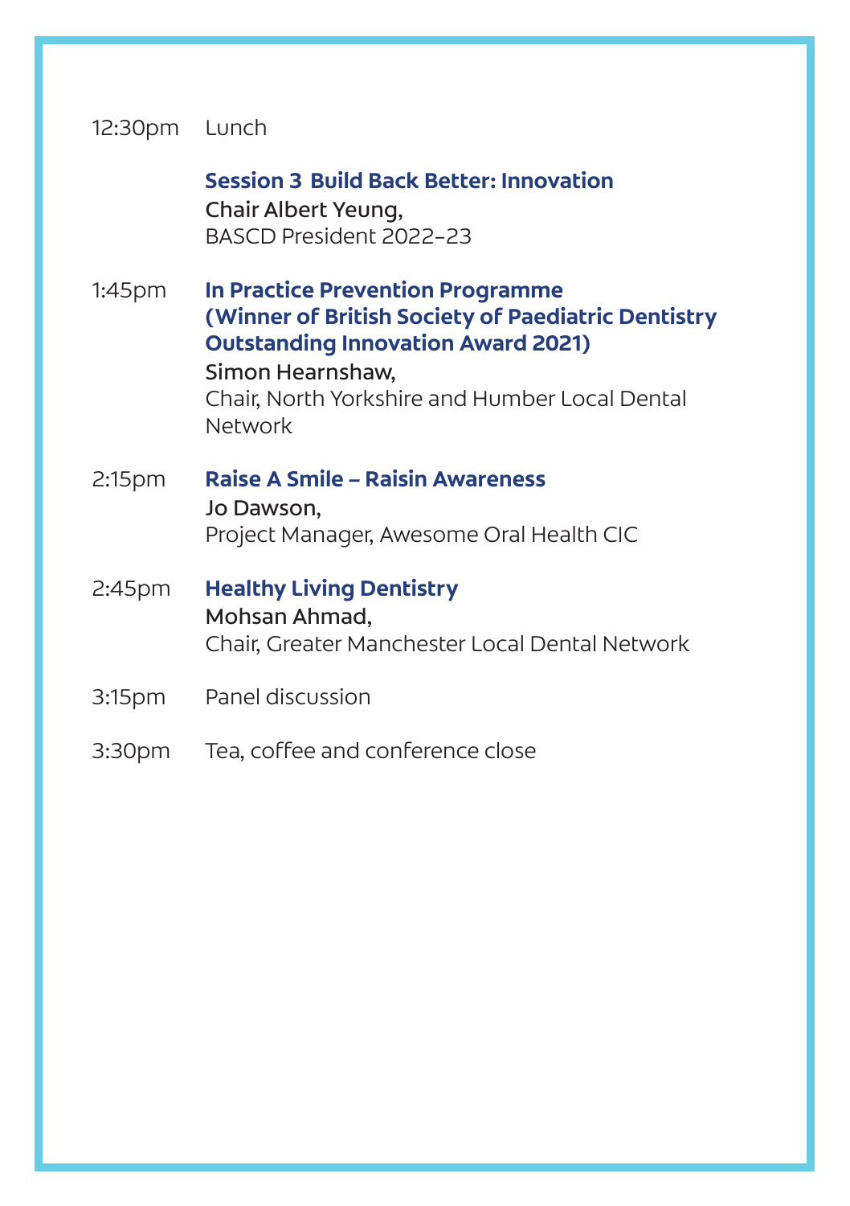12:30pm Lunch

**Session 3 Build Back Better: Innovation**
Chair Albert Yeung,
BASCD President 2022–23

1:45pm **In Practice Prevention Programme (Winner of British Society of Paediatric Dentistry Outstanding Innovation Award 2021)**
Simon Hearnshaw,
Chair, North Yorkshire and Humber Local Dental Network

2:15pm **Raise A Smile – Raisin Awareness**
Jo Dawson,
Project Manager, Awesome Oral Health CIC

2:45pm **Healthy Living Dentistry**
Mohsan Ahmad,
Chair, Greater Manchester Local Dental Network

3:15pm Panel discussion

3:30pm Tea, coffee and conference close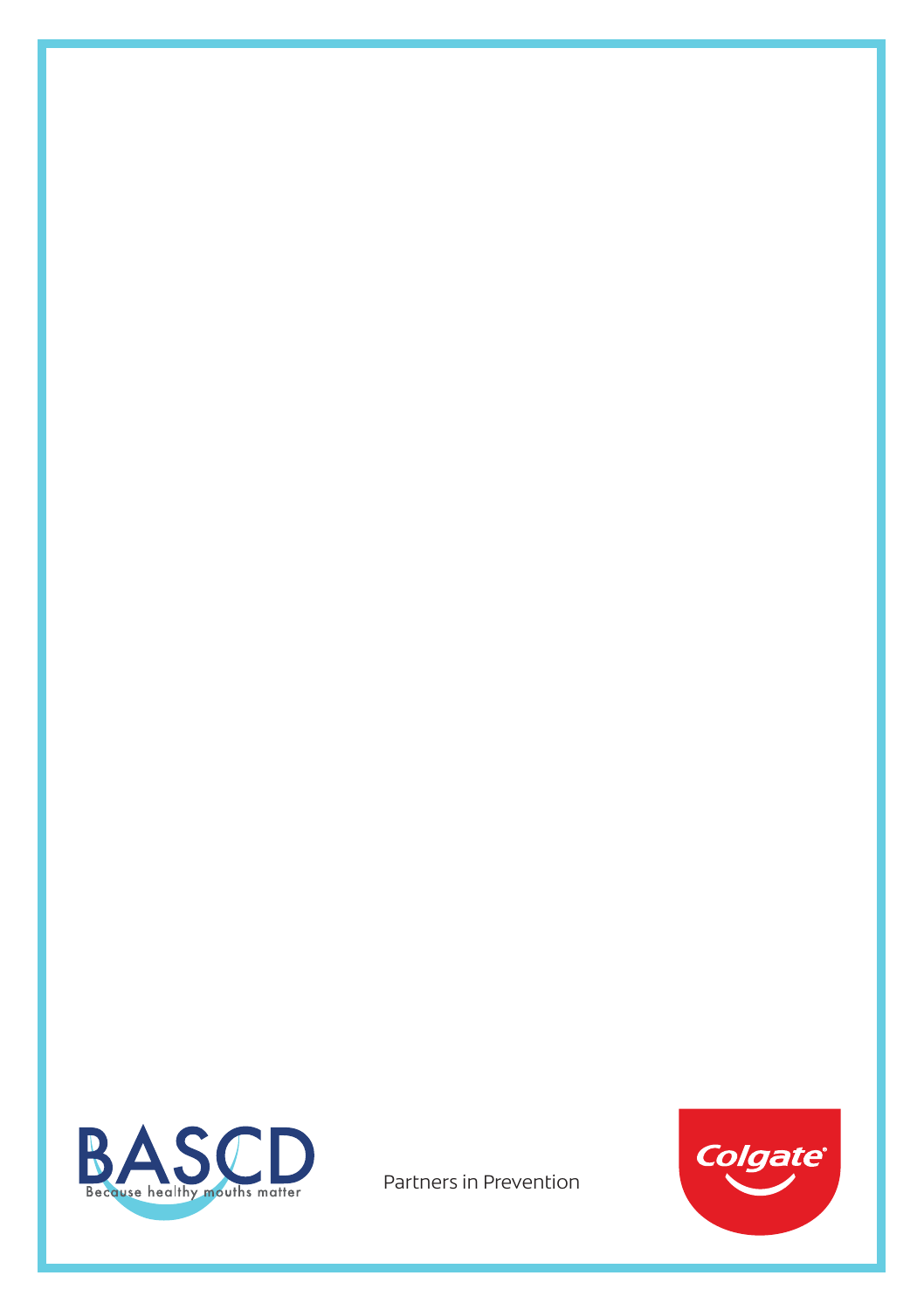BASCD

Because healthy mouths matter

Partners in Prevention

Colgate